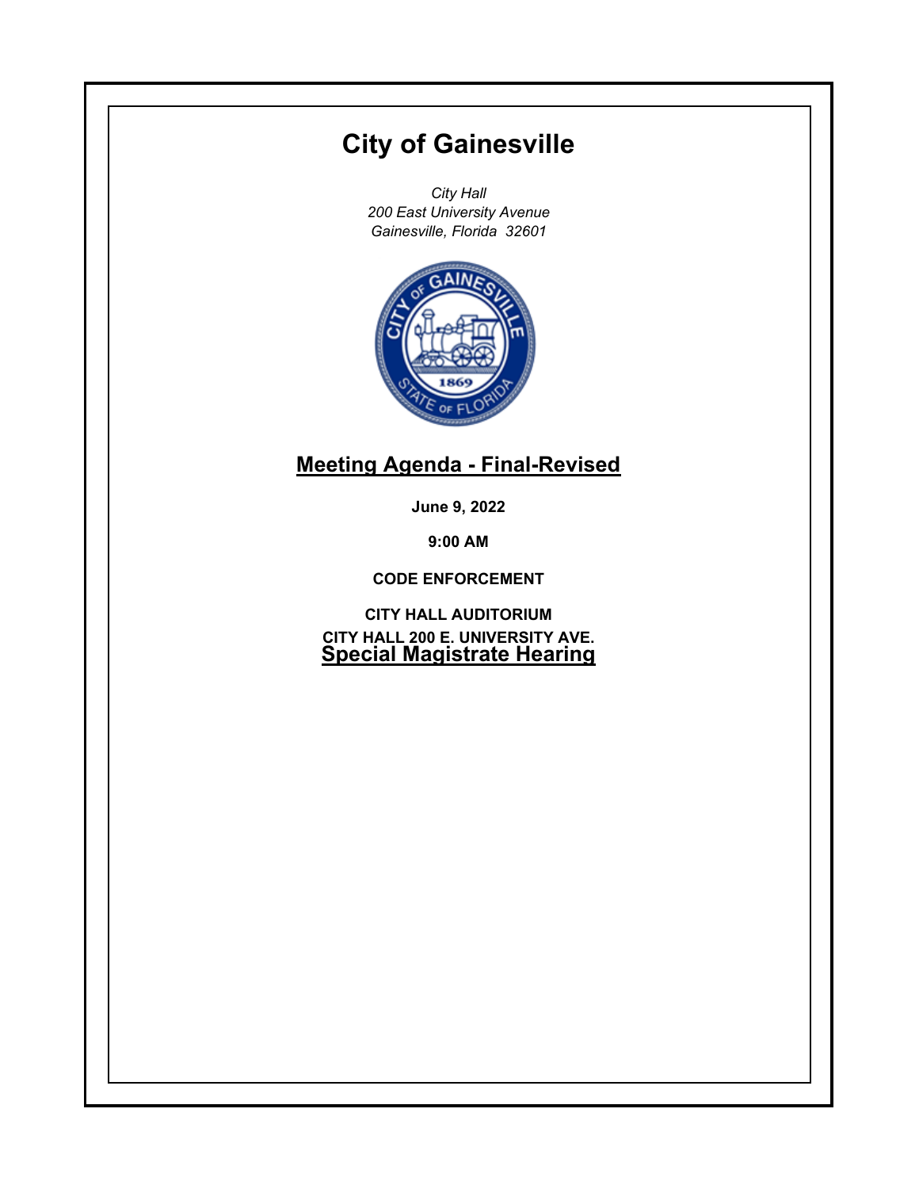# City of Gainesville

*City Hall*
*200 East University Avenue*
*Gainesville, Florida 32601*

## Meeting Agenda - Final-Revised

**June 9, 2022**

**9:00 AM**

**CODE ENFORCEMENT**

**CITY HALL AUDITORIUM**
**CITY HALL 200 E. UNIVERSITY AVE.**

## Special Magistrate Hearing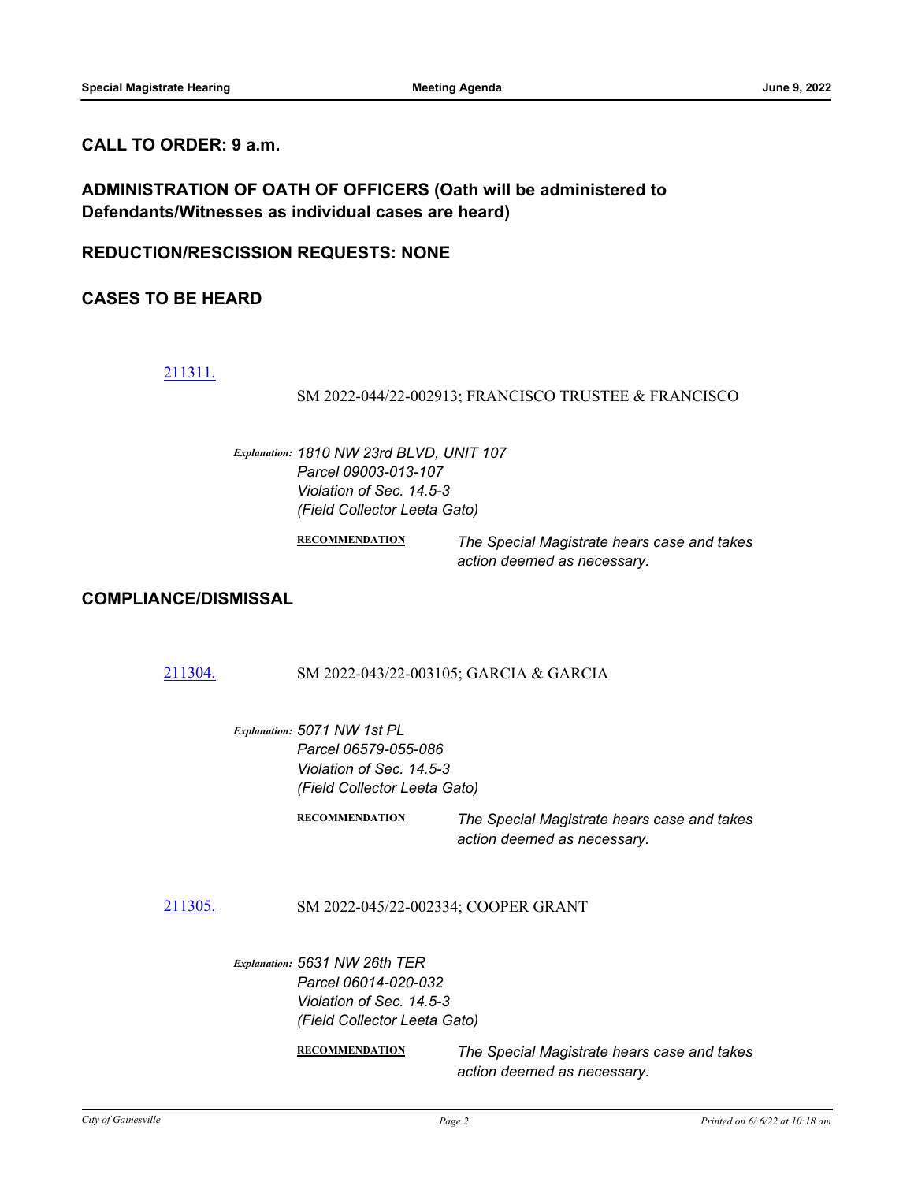## CALL TO ORDER: 9 a.m.

## ADMINISTRATION OF OATH OF OFFICERS (Oath will be administered to Defendants/Witnesses as individual cases are heard)

## REDUCTION/RESCISSION REQUESTS: NONE

## CASES TO BE HEARD

[211311.](211311.)

SM 2022-044/22-002913; FRANCISCO TRUSTEE & FRANCISCO

*Explanation:* *1810 NW 23rd BLVD, UNIT 107*
*Parcel 09003-013-107*
*Violation of Sec. 14.5-3*
*(Field Collector Leeta Gato)*

**RECOMMENDATION** *The Special Magistrate hears case and takes action deemed as necessary.*

## COMPLIANCE/DISMISSAL

[211304.](211304.) SM 2022-043/22-003105; GARCIA & GARCIA

*Explanation:* *5071 NW 1st PL*
*Parcel 06579-055-086*
*Violation of Sec. 14.5-3*
*(Field Collector Leeta Gato)*

**RECOMMENDATION** *The Special Magistrate hears case and takes action deemed as necessary.*

[211305.](211305.) SM 2022-045/22-002334; COOPER GRANT

*Explanation:* *5631 NW 26th TER*
*Parcel 06014-020-032*
*Violation of Sec. 14.5-3*
*(Field Collector Leeta Gato)*

**RECOMMENDATION** *The Special Magistrate hears case and takes action deemed as necessary.*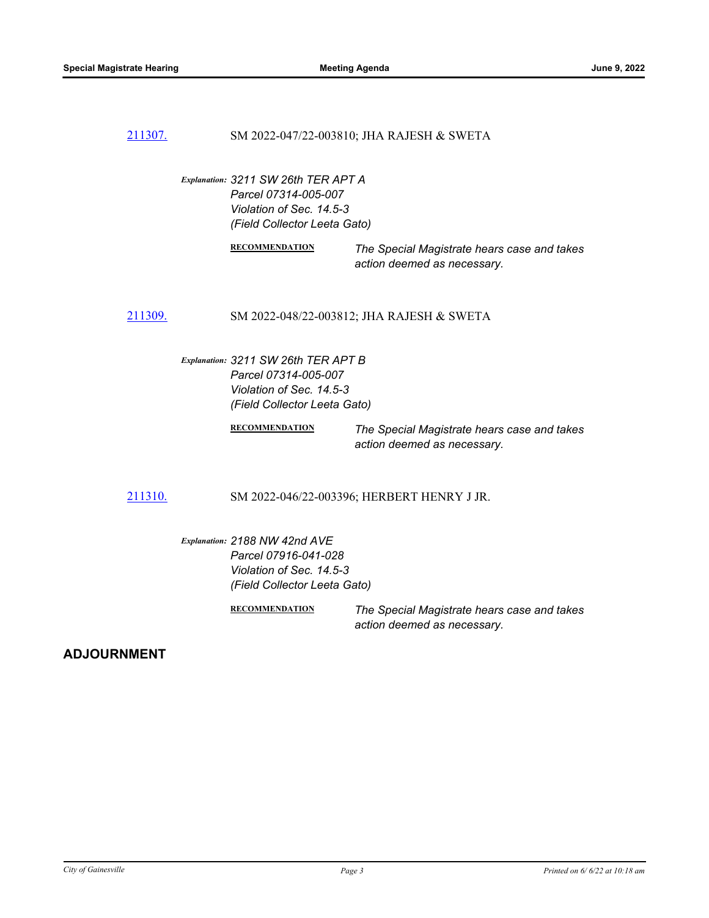[211307.](#) SM 2022-047/22-003810; JHA RAJESH & SWETA

*Explanation:* *3211 SW 26th TER APT A*
*Parcel 07314-005-007*
*Violation of Sec. 14.5-3*
*(Field Collector Leeta Gato)*

**RECOMMENDATION** *The Special Magistrate hears case and takes action deemed as necessary.*

[211309.](#) SM 2022-048/22-003812; JHA RAJESH & SWETA

*Explanation:* *3211 SW 26th TER APT B*
*Parcel 07314-005-007*
*Violation of Sec. 14.5-3*
*(Field Collector Leeta Gato)*

**RECOMMENDATION** *The Special Magistrate hears case and takes action deemed as necessary.*

[211310.](#) SM 2022-046/22-003396; HERBERT HENRY J JR.

*Explanation:* *2188 NW 42nd AVE*
*Parcel 07916-041-028*
*Violation of Sec. 14.5-3*
*(Field Collector Leeta Gato)*

**RECOMMENDATION** *The Special Magistrate hears case and takes action deemed as necessary.*

## ADJOURNMENT